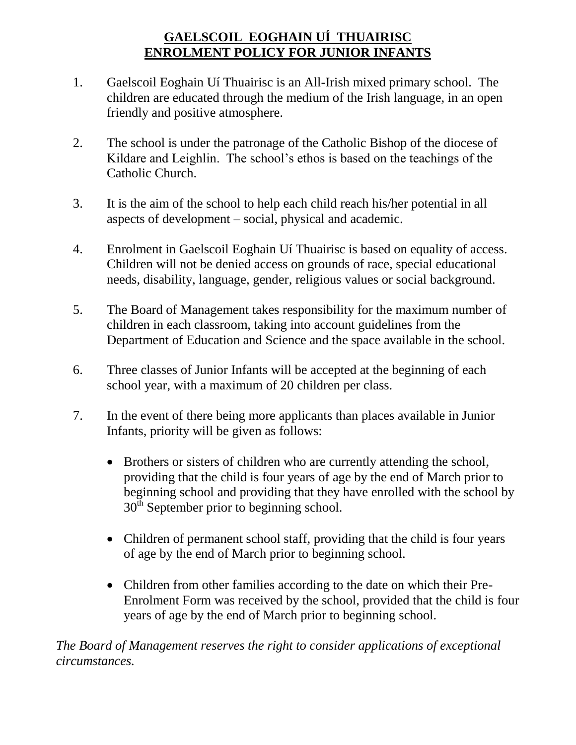# GAELSCOIL EOGHAIN UÍ THUAIRISC
# ENROLMENT POLICY FOR JUNIOR INFANTS

1. Gaelscoil Eoghain Uí Thuairisc is an All-Irish mixed primary school. The children are educated through the medium of the Irish language, in an open friendly and positive atmosphere.

2. The school is under the patronage of the Catholic Bishop of the diocese of Kildare and Leighlin. The school's ethos is based on the teachings of the Catholic Church.

3. It is the aim of the school to help each child reach his/her potential in all aspects of development – social, physical and academic.

4. Enrolment in Gaelscoil Eoghain Uí Thuairisc is based on equality of access. Children will not be denied access on grounds of race, special educational needs, disability, language, gender, religious values or social background.

5. The Board of Management takes responsibility for the maximum number of children in each classroom, taking into account guidelines from the Department of Education and Science and the space available in the school.

6. Three classes of Junior Infants will be accepted at the beginning of each school year, with a maximum of 20 children per class.

7. In the event of there being more applicants than places available in Junior Infants, priority will be given as follows:

   - Brothers or sisters of children who are currently attending the school, providing that the child is four years of age by the end of March prior to beginning school and providing that they have enrolled with the school by 30th September prior to beginning school.

   - Children of permanent school staff, providing that the child is four years of age by the end of March prior to beginning school.

   - Children from other families according to the date on which their Pre-Enrolment Form was received by the school, provided that the child is four years of age by the end of March prior to beginning school.

*The Board of Management reserves the right to consider applications of exceptional circumstances.*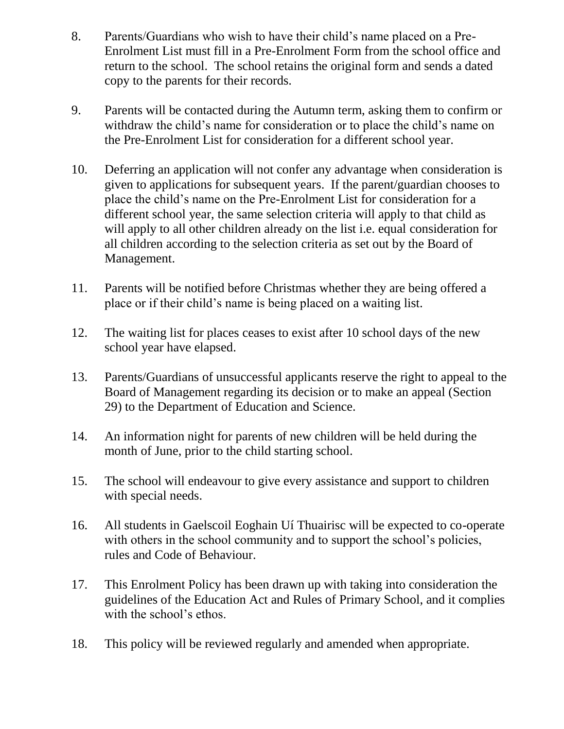8. Parents/Guardians who wish to have their child's name placed on a Pre-Enrolment List must fill in a Pre-Enrolment Form from the school office and return to the school. The school retains the original form and sends a dated copy to the parents for their records.

9. Parents will be contacted during the Autumn term, asking them to confirm or withdraw the child's name for consideration or to place the child's name on the Pre-Enrolment List for consideration for a different school year.

10. Deferring an application will not confer any advantage when consideration is given to applications for subsequent years. If the parent/guardian chooses to place the child's name on the Pre-Enrolment List for consideration for a different school year, the same selection criteria will apply to that child as will apply to all other children already on the list i.e. equal consideration for all children according to the selection criteria as set out by the Board of Management.

11. Parents will be notified before Christmas whether they are being offered a place or if their child's name is being placed on a waiting list.

12. The waiting list for places ceases to exist after 10 school days of the new school year have elapsed.

13. Parents/Guardians of unsuccessful applicants reserve the right to appeal to the Board of Management regarding its decision or to make an appeal (Section 29) to the Department of Education and Science.

14. An information night for parents of new children will be held during the month of June, prior to the child starting school.

15. The school will endeavour to give every assistance and support to children with special needs.

16. All students in Gaelscoil Eoghain Uí Thuairisc will be expected to co-operate with others in the school community and to support the school's policies, rules and Code of Behaviour.

17. This Enrolment Policy has been drawn up with taking into consideration the guidelines of the Education Act and Rules of Primary School, and it complies with the school's ethos.

18. This policy will be reviewed regularly and amended when appropriate.